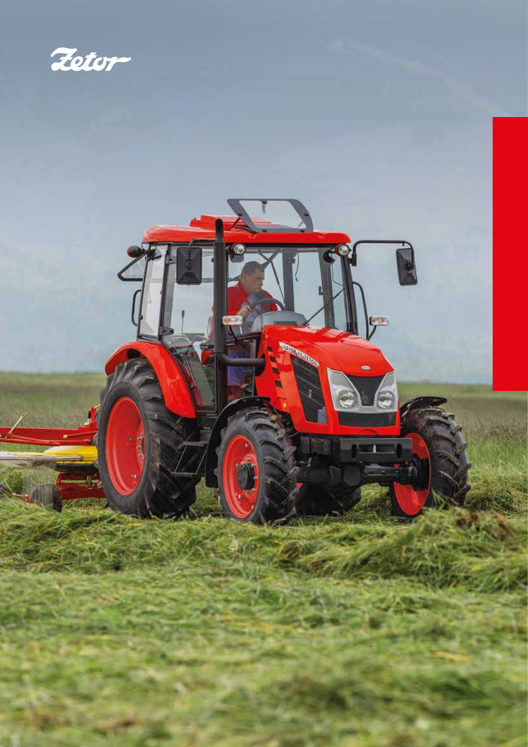Zetor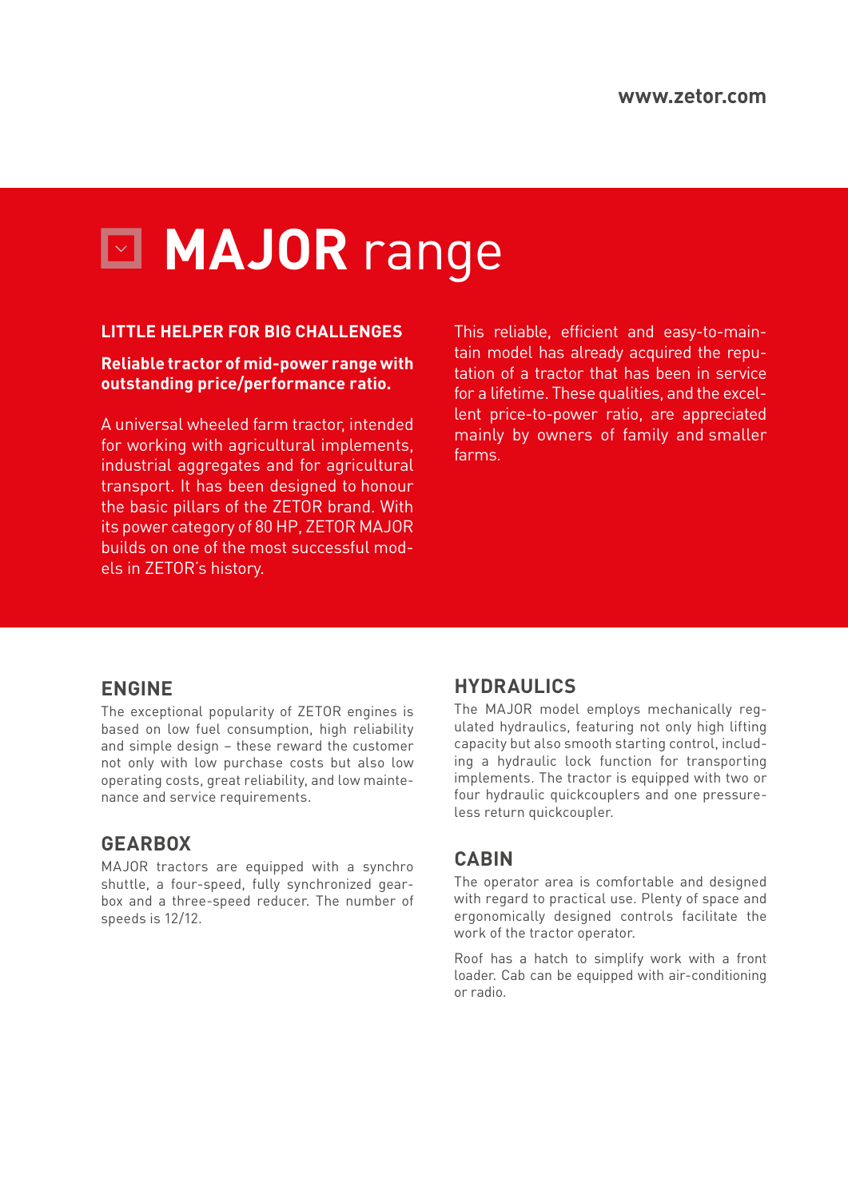# MAJOR range

## LITTLE HELPER FOR BIG CHALLENGES

**Reliable tractor of mid-power range with outstanding price/performance ratio.**

A universal wheeled farm tractor, intended for working with agricultural implements, industrial aggregates and for agricultural transport. It has been designed to honour the basic pillars of the ZETOR brand. With its power category of 80 HP, ZETOR MAJOR builds on one of the most successful models in ZETOR's history.

This reliable, efficient and easy-to-maintain model has already acquired the reputation of a tractor that has been in service for a lifetime. These qualities, and the excellent price-to-power ratio, are appreciated mainly by owners of family and smaller farms.

## ENGINE

The exceptional popularity of ZETOR engines is based on low fuel consumption, high reliability and simple design – these reward the customer not only with low purchase costs but also low operating costs, great reliability, and low maintenance and service requirements.

## GEARBOX

MAJOR tractors are equipped with a synchro shuttle, a four-speed, fully synchronized gearbox and a three-speed reducer. The number of speeds is 12/12.

## HYDRAULICS

The MAJOR model employs mechanically regulated hydraulics, featuring not only high lifting capacity but also smooth starting control, including a hydraulic lock function for transporting implements. The tractor is equipped with two or four hydraulic quickcouplers and one pressureless return quickcoupler.

## CABIN

The operator area is comfortable and designed with regard to practical use. Plenty of space and ergonomically designed controls facilitate the work of the tractor operator.

Roof has a hatch to simplify work with a front loader. Cab can be equipped with air-conditioning or radio.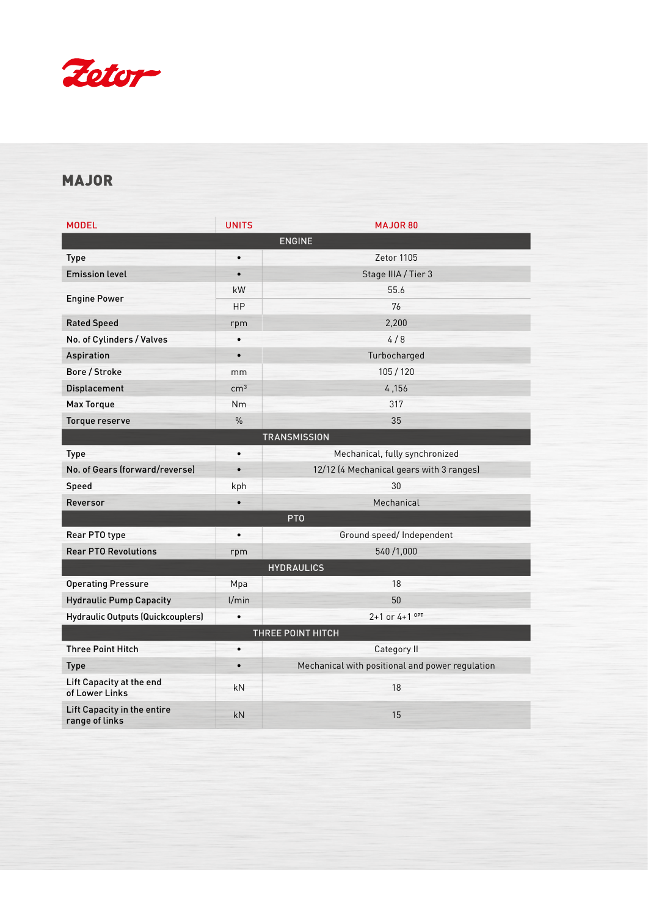Zetor

## MAJOR

| MODEL | UNITS | MAJOR 80 |
|---|---|---|
| **ENGINE** | | |
| Type | • | Zetor 1105 |
| Emission level | • | Stage IIIA / Tier 3 |
| Engine Power | kW | 55.6 |
| | HP | 76 |
| Rated Speed | rpm | 2,200 |
| No. of Cylinders / Valves | • | 4 / 8 |
| Aspiration | • | Turbocharged |
| Bore / Stroke | mm | 105 / 120 |
| Displacement | $cm^3$ | 4 ,156 |
| Max Torque | Nm | 317 |
| Torque reserve | % | 35 |
| **TRANSMISSION** | | |
| Type | • | Mechanical, fully synchronized |
| No. of Gears (forward/reverse) | • | 12/12 (4 Mechanical gears with 3 ranges) |
| Speed | kph | 30 |
| Reversor | • | Mechanical |
| **PTO** | | |
| Rear PTO type | • | Ground speed/ Independent |
| Rear PTO Revolutions | rpm | 540 /1,000 |
| **HYDRAULICS** | | |
| Operating Pressure | Mpa | 18 |
| Hydraulic Pump Capacity | l/min | 50 |
| Hydraulic Outputs (Quickcouplers) | • | 2+1 or 4+1 OPT |
| **THREE POINT HITCH** | | |
| Three Point Hitch | • | Category II |
| Type | • | Mechanical with positional and power regulation |
| Lift Capacity at the end of Lower Links | kN | 18 |
| Lift Capacity in the entire range of links | kN | 15 |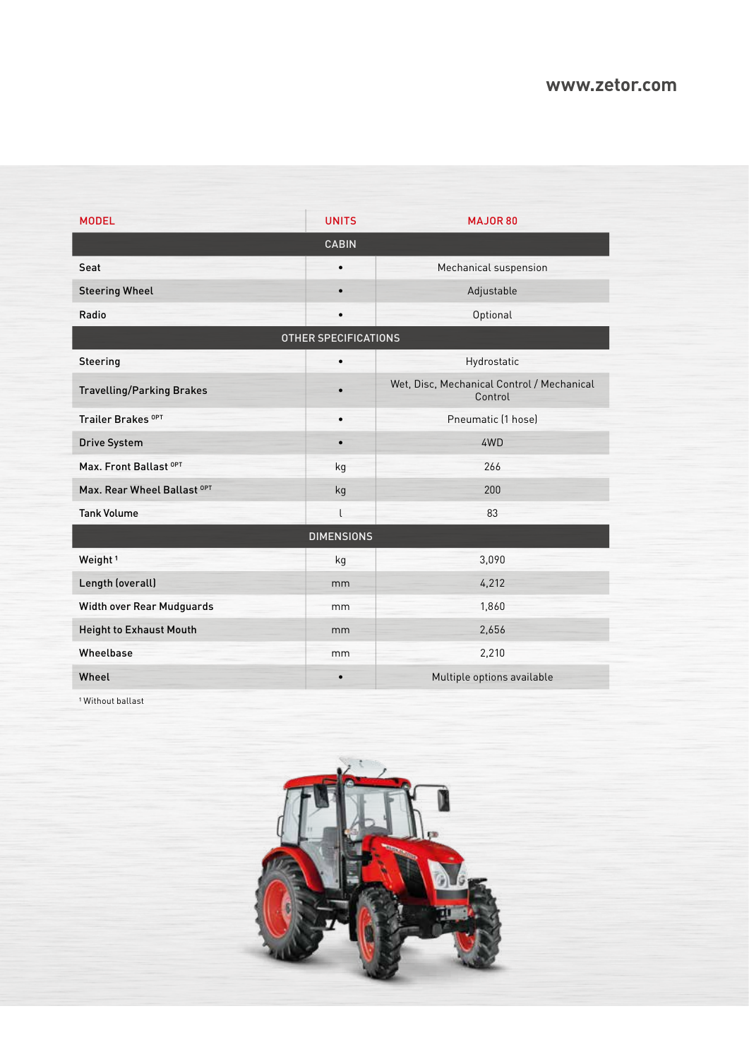www.zetor.com

| MODEL | UNITS | MAJOR 80 |
|---|---|---|
| **CABIN** | | |
| Seat | • | Mechanical suspension |
| Steering Wheel | • | Adjustable |
| Radio | • | Optional |
| **OTHER SPECIFICATIONS** | | |
| Steering | • | Hydrostatic |
| Travelling/Parking Brakes | • | Wet, Disc, Mechanical Control / Mechanical Control |
| Trailer Brakes OPT | • | Pneumatic (1 hose) |
| Drive System | • | 4WD |
| Max. Front Ballast OPT | kg | 266 |
| Max. Rear Wheel Ballast OPT | kg | 200 |
| Tank Volume | l | 83 |
| **DIMENSIONS** | | |
| Weight [1] | kg | 3,090 |
| Length (overall) | mm | 4,212 |
| Width over Rear Mudguards | mm | 1,860 |
| Height to Exhaust Mouth | mm | 2,656 |
| Wheelbase | mm | 2,210 |
| Wheel | • | Multiple options available |

[1] Without ballast